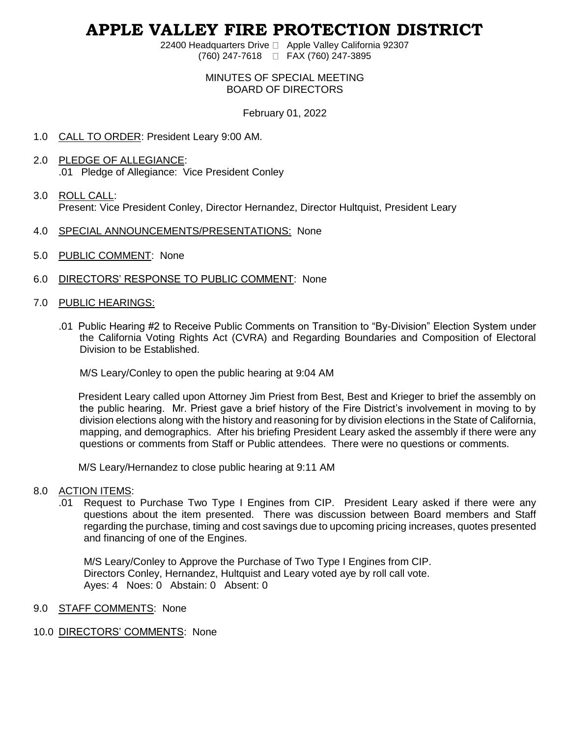# APPLE VALLEY FIRE PROTECTION DISTRICT

22400 Headquarters Drive  Apple Valley California 92307
(760) 247-7618  FAX (760) 247-3895

MINUTES OF SPECIAL MEETING
BOARD OF DIRECTORS

February 01, 2022

1.0 CALL TO ORDER: President Leary 9:00 AM.

2.0 PLEDGE OF ALLEGIANCE:
.01 Pledge of Allegiance: Vice President Conley

3.0 ROLL CALL:
Present: Vice President Conley, Director Hernandez, Director Hultquist, President Leary

4.0 SPECIAL ANNOUNCEMENTS/PRESENTATIONS: None

5.0 PUBLIC COMMENT: None

6.0 DIRECTORS' RESPONSE TO PUBLIC COMMENT: None

7.0 PUBLIC HEARINGS:

.01 Public Hearing #2 to Receive Public Comments on Transition to "By-Division" Election System under the California Voting Rights Act (CVRA) and Regarding Boundaries and Composition of Electoral Division to be Established.

M/S Leary/Conley to open the public hearing at 9:04 AM

President Leary called upon Attorney Jim Priest from Best, Best and Krieger to brief the assembly on the public hearing. Mr. Priest gave a brief history of the Fire District's involvement in moving to by division elections along with the history and reasoning for by division elections in the State of California, mapping, and demographics. After his briefing President Leary asked the assembly if there were any questions or comments from Staff or Public attendees. There were no questions or comments.

M/S Leary/Hernandez to close public hearing at 9:11 AM

8.0 ACTION ITEMS:
.01 Request to Purchase Two Type I Engines from CIP. President Leary asked if there were any questions about the item presented. There was discussion between Board members and Staff regarding the purchase, timing and cost savings due to upcoming pricing increases, quotes presented and financing of one of the Engines.

M/S Leary/Conley to Approve the Purchase of Two Type I Engines from CIP.
Directors Conley, Hernandez, Hultquist and Leary voted aye by roll call vote.
Ayes: 4 Noes: 0 Abstain: 0 Absent: 0

9.0 STAFF COMMENTS: None

10.0 DIRECTORS' COMMENTS: None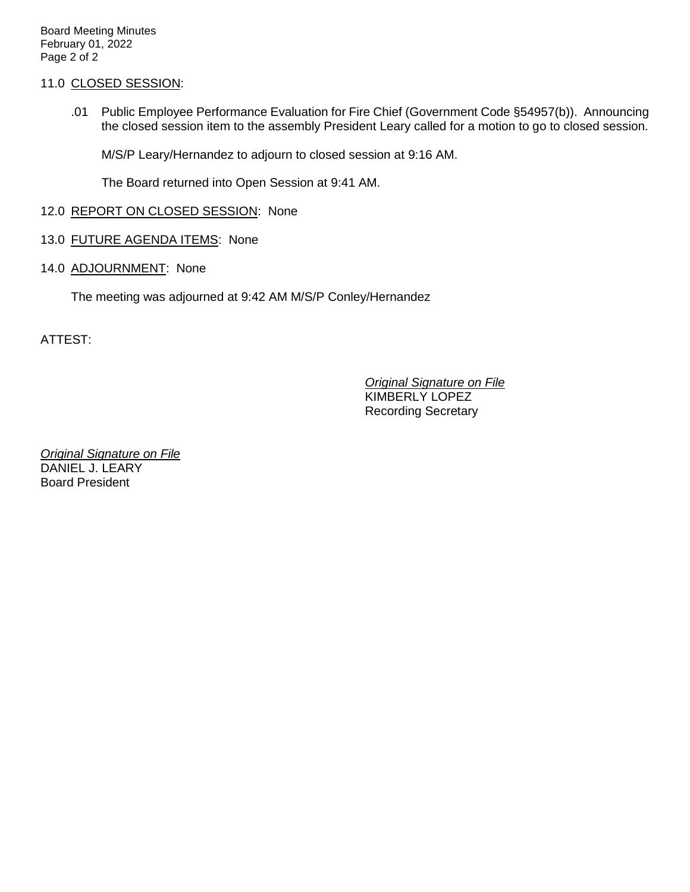11.0 <u>CLOSED SESSION</u>:

.01 Public Employee Performance Evaluation for Fire Chief (Government Code §54957(b)). Announcing the closed session item to the assembly President Leary called for a motion to go to closed session.

M/S/P Leary/Hernandez to adjourn to closed session at 9:16 AM.

The Board returned into Open Session at 9:41 AM.

12.0 <u>REPORT ON CLOSED SESSION</u>: None

13.0 <u>FUTURE AGENDA ITEMS</u>: None

14.0 <u>ADJOURNMENT</u>: None

The meeting was adjourned at 9:42 AM M/S/P Conley/Hernandez

ATTEST:

*Original Signature on File*
KIMBERLY LOPEZ
Recording Secretary

*Original Signature on File*
DANIEL J. LEARY
Board President